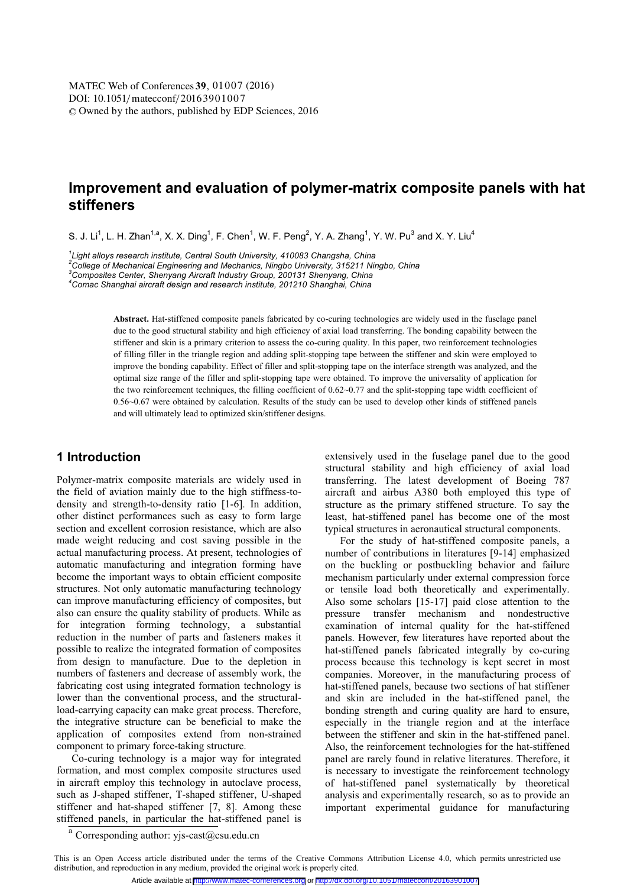# Improvement and evaluation of polymer-matrix composite panels with hat stiffeners

S. J. Li[1], L. H. Zhan[1,a], X. X. Ding[1], F. Chen[1], W. F. Peng[2], Y. A. Zhang[1], Y. W. Pu[3] and X. Y. Liu[4]

[1]*Light alloys research institute, Central South University, 410083 Changsha, China*
[2]*College of Mechanical Engineering and Mechanics, Ningbo University, 315211 Ningbo, China*
[3]*Composites Center, Shenyang Aircraft Industry Group, 200131 Shenyang, China*
[4]*Comac Shanghai aircraft design and research institute, 201210 Shanghai, China*

**Abstract.** Hat-stiffened composite panels fabricated by co-curing technologies are widely used in the fuselage panel due to the good structural stability and high efficiency of axial load transferring. The bonding capability between the stiffener and skin is a primary criterion to assess the co-curing quality. In this paper, two reinforcement technologies of filling filler in the triangle region and adding split-stopping tape between the stiffener and skin were employed to improve the bonding capability. Effect of filler and split-stopping tape on the interface strength was analyzed, and the optimal size range of the filler and split-stopping tape were obtained. To improve the universality of application for the two reinforcement techniques, the filling coefficient of 0.62~0.77 and the split-stopping tape width coefficient of 0.56~0.67 were obtained by calculation. Results of the study can be used to develop other kinds of stiffened panels and will ultimately lead to optimized skin/stiffener designs.

## 1 Introduction

Polymer-matrix composite materials are widely used in the field of aviation mainly due to the high stiffness-to-density and strength-to-density ratio [1-6]. In addition, other distinct performances such as easy to form large section and excellent corrosion resistance, which are also made weight reducing and cost saving possible in the actual manufacturing process. At present, technologies of automatic manufacturing and integration forming have become the important ways to obtain efficient composite structures. Not only automatic manufacturing technology can improve manufacturing efficiency of composites, but also can ensure the quality stability of products. While as for integration forming technology, a substantial reduction in the number of parts and fasteners makes it possible to realize the integrated formation of composites from design to manufacture. Due to the depletion in numbers of fasteners and decrease of assembly work, the fabricating cost using integrated formation technology is lower than the conventional process, and the structural-load-carrying capacity can make great process. Therefore, the integrative structure can be beneficial to make the application of composites extend from non-strained component to primary force-taking structure.

Co-curing technology is a major way for integrated formation, and most complex composite structures used in aircraft employ this technology in autoclave process, such as J-shaped stiffener, T-shaped stiffener, U-shaped stiffener and hat-shaped stiffener [7, 8]. Among these stiffened panels, in particular the hat-stiffened panel is extensively used in the fuselage panel due to the good structural stability and high efficiency of axial load transferring. The latest development of Boeing 787 aircraft and airbus A380 both employed this type of structure as the primary stiffened structure. To say the least, hat-stiffened panel has become one of the most typical structures in aeronautical structural components.

For the study of hat-stiffened composite panels, a number of contributions in literatures [9-14] emphasized on the buckling or postbuckling behavior and failure mechanism particularly under external compression force or tensile load both theoretically and experimentally. Also some scholars [15-17] paid close attention to the pressure transfer mechanism and nondestructive examination of internal quality for the hat-stiffened panels. However, few literatures have reported about the hat-stiffened panels fabricated integrally by co-curing process because this technology is kept secret in most companies. Moreover, in the manufacturing process of hat-stiffened panels, because two sections of hat stiffener and skin are included in the hat-stiffened panel, the bonding strength and curing quality are hard to ensure, especially in the triangle region and at the interface between the stiffener and skin in the hat-stiffened panel. Also, the reinforcement technologies for the hat-stiffened panel are rarely found in relative literatures. Therefore, it is necessary to investigate the reinforcement technology of hat-stiffened panel systematically by theoretical analysis and experimentally research, so as to provide an important experimental guidance for manufacturing

[a] Corresponding author: yjs-cast@csu.edu.cn

This is an Open Access article distributed under the terms of the Creative Commons Attribution License 4.0, which permits unrestricted use distribution, and reproduction in any medium, provided the original work is properly cited.

Article available at http://www.matec-conferences.org or http://dx.doi.org/10.1051/matecconf/20163901007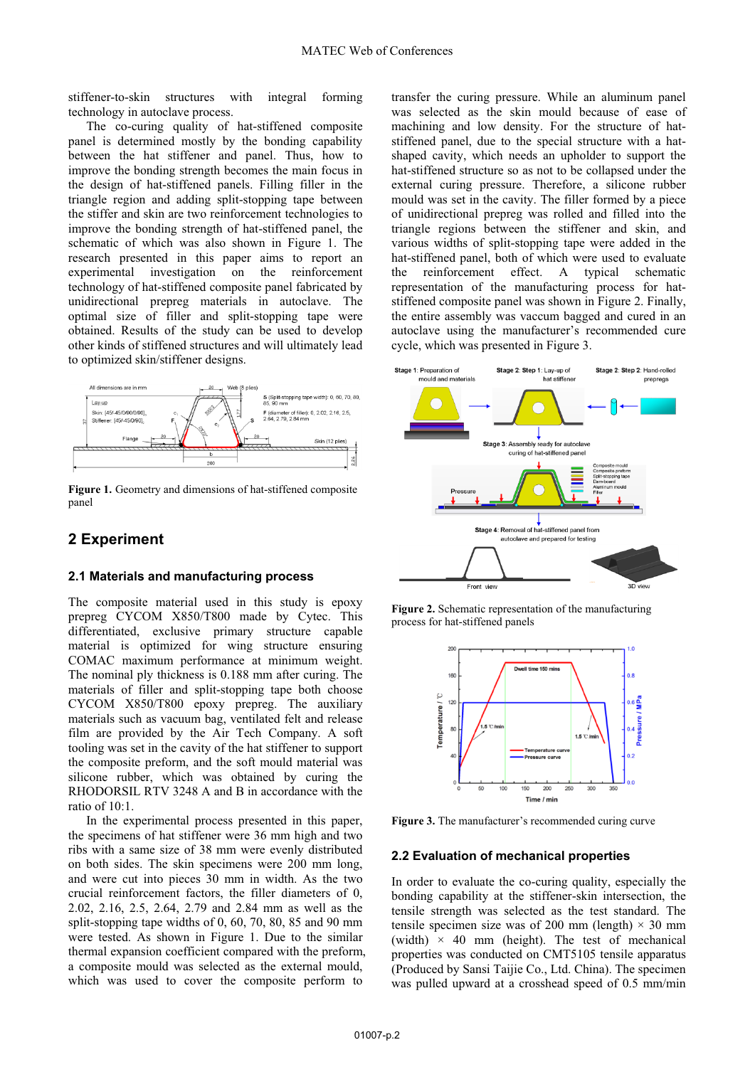stiffener-to-skin structures with integral forming technology in autoclave process.

The co-curing quality of hat-stiffened composite panel is determined mostly by the bonding capability between the hat stiffener and panel. Thus, how to improve the bonding strength becomes the main focus in the design of hat-stiffened panels. Filling filler in the triangle region and adding split-stopping tape between the stiffer and skin are two reinforcement technologies to improve the bonding strength of hat-stiffened panel, the schematic of which was also shown in Figure 1. The research presented in this paper aims to report an experimental investigation on the reinforcement technology of hat-stiffened composite panel fabricated by unidirectional prepreg materials in autoclave. The optimal size of filler and split-stopping tape were obtained. Results of the study can be used to develop other kinds of stiffened structures and will ultimately lead to optimized skin/stiffener designs.

All dimensions are in mm
Lay-up
Skin: [45/-45/0/90/0/90]s
Stiffener: [45/-45/0/90]
Web (6 plies)
S (Split-stopping tape width): 0, 60, 70, 80, 85, 90 mm
F (diameter of filler): 0, 2.02, 2.16, 2.5, 2.64, 2.79, 2.84 mm
Flange
Skin (12 plies)
20
38
36
200

**Figure 1.** Geometry and dimensions of hat-stiffened composite panel

## 2 Experiment

### 2.1 Materials and manufacturing process

The composite material used in this study is epoxy prepreg CYCOM X850/T800 made by Cytec. This differentiated, exclusive primary structure capable material is optimized for wing structure ensuring COMAC maximum performance at minimum weight. The nominal ply thickness is 0.188 mm after curing. The materials of filler and split-stopping tape both choose CYCOM X850/T800 epoxy prepreg. The auxiliary materials such as vacuum bag, ventilated felt and release film are provided by the Air Tech Company. A soft tooling was set in the cavity of the hat stiffener to support the composite preform, and the soft mould material was silicone rubber, which was obtained by curing the RHODORSIL RTV 3248 A and B in accordance with the ratio of 10:1.

In the experimental process presented in this paper, the specimens of hat stiffener were 36 mm high and two ribs with a same size of 38 mm were evenly distributed on both sides. The skin specimens were 200 mm long, and were cut into pieces 30 mm in width. As the two crucial reinforcement factors, the filler diameters of 0, 2.02, 2.16, 2.5, 2.64, 2.79 and 2.84 mm as well as the split-stopping tape widths of 0, 60, 70, 80, 85 and 90 mm were tested. As shown in Figure 1. Due to the similar thermal expansion coefficient compared with the preform, a composite mould was selected as the external mould, which was used to cover the composite perform to transfer the curing pressure. While an aluminum panel was selected as the skin mould because of ease of machining and low density. For the structure of hat-stiffened panel, due to the special structure with a hat-shaped cavity, which needs an upholder to support the hat-stiffened structure so as not to be collapsed under the external curing pressure. Therefore, a silicone rubber mould was set in the cavity. The filler formed by a piece of unidirectional prepreg was rolled and filled into the triangle regions between the stiffener and skin, and various widths of split-stopping tape were added in the hat-stiffened panel, both of which were used to evaluate the reinforcement effect. A typical schematic representation of the manufacturing process for hat-stiffened composite panel was shown in Figure 2. Finally, the entire assembly was vaccum bagged and cured in an autoclave using the manufacturer's recommended cure cycle, which was presented in Figure 3.

Stage 1: Preparation of mould and materials
Stage 2: Step 1: Lay-up of hat stiffener
Stage 2: Step 2: Hand-rolled prepregs
Stage 3: Assembly ready for autoclave curing of hat-stiffened panel
Pressure
Composite mould
Composite preform
Split-stopping tape
Dam-board
Aluminum mould
Filler
Stage 4: Removal of hat-stiffened panel from autoclave and prepared for testing
Front view
3D view

**Figure 2.** Schematic representation of the manufacturing process for hat-stiffened panels

Temperature / ℃
Pressure / MPa
Time / min
Dwell time 150 mins
1.5 ℃/min
1.5 ℃/min
Temperature curve
Pressure curve
0 50 100 150 200 250 300 350
0 40 80 120 160 200
0.0 0.2 0.4 0.6 0.8 1.0

**Figure 3.** The manufacturer's recommended curing curve

### 2.2 Evaluation of mechanical properties

In order to evaluate the co-curing quality, especially the bonding capability at the stiffener-skin intersection, the tensile strength was selected as the test standard. The tensile specimen size was of 200 mm (length) × 30 mm (width) × 40 mm (height). The test of mechanical properties was conducted on CMT5105 tensile apparatus (Produced by Sansi Taijie Co., Ltd. China). The specimen was pulled upward at a crosshead speed of 0.5 mm/min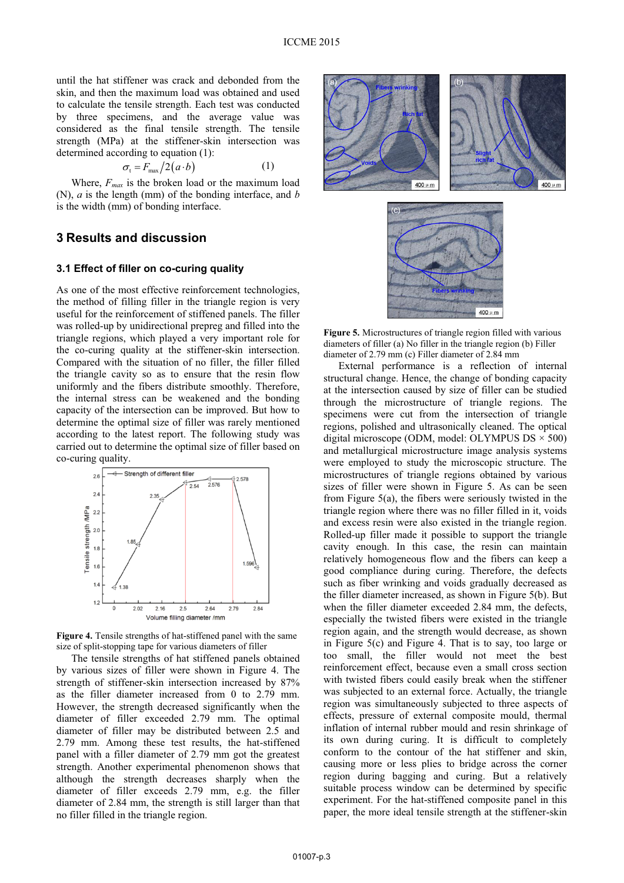until the hat stiffener was crack and debonded from the skin, and then the maximum load was obtained and used to calculate the tensile strength. Each test was conducted by three specimens, and the average value was considered as the final tensile strength. The tensile strength (MPa) at the stiffener-skin intersection was determined according to equation (1):

$$\sigma_t = F_{max}/2(a \cdot b) \qquad (1)$$

Where, $F_{max}$ is the broken load or the maximum load (N), $a$ is the length (mm) of the bonding interface, and $b$ is the width (mm) of bonding interface.

## 3 Results and discussion

### 3.1 Effect of filler on co-curing quality

As one of the most effective reinforcement technologies, the method of filling filler in the triangle region is very useful for the reinforcement of stiffened panels. The filler was rolled-up by unidirectional prepreg and filled into the triangle regions, which played a very important role for the co-curing quality at the stiffener-skin intersection. Compared with the situation of no filler, the filler filled the triangle cavity so as to ensure that the resin flow uniformly and the fibers distribute smoothly. Therefore, the internal stress can be weakened and the bonding capacity of the intersection can be improved. But how to determine the optimal size of filler was rarely mentioned according to the latest report. The following study was carried out to determine the optimal size of filler based on co-curing quality.

**Figure 4.** Tensile strengths of hat-stiffened panel with the same size of split-stopping tape for various diameters of filler

The tensile strengths of hat stiffened panels obtained by various sizes of filler were shown in Figure 4. The strength of stiffener-skin intersection increased by 87% as the filler diameter increased from 0 to 2.79 mm. However, the strength decreased significantly when the diameter of filler exceeded 2.79 mm. The optimal diameter of filler may be distributed between 2.5 and 2.79 mm. Among these test results, the hat-stiffened panel with a filler diameter of 2.79 mm got the greatest strength. Another experimental phenomenon shows that although the strength decreases sharply when the diameter of filler exceeds 2.79 mm, e.g. the filler diameter of 2.84 mm, the strength is still larger than that no filler filled in the triangle region.

**Figure 5.** Microstructures of triangle region filled with various diameters of filler (a) No filler in the triangle region (b) Filler diameter of 2.79 mm (c) Filler diameter of 2.84 mm

External performance is a reflection of internal structural change. Hence, the change of bonding capacity at the intersection caused by size of filler can be studied through the microstructure of triangle regions. The specimens were cut from the intersection of triangle regions, polished and ultrasonically cleaned. The optical digital microscope (ODM, model: OLYMPUS DS × 500) and metallurgical microstructure image analysis systems were employed to study the microscopic structure. The microstructures of triangle regions obtained by various sizes of filler were shown in Figure 5. As can be seen from Figure 5(a), the fibers were seriously twisted in the triangle region where there was no filler filled in it, voids and excess resin were also existed in the triangle region. Rolled-up filler made it possible to support the triangle cavity enough. In this case, the resin can maintain relatively homogeneous flow and the fibers can keep a good compliance during curing. Therefore, the defects such as fiber wrinkling and voids gradually decreased as the filler diameter increased, as shown in Figure 5(b). But when the filler diameter exceeded 2.84 mm, the defects, especially the twisted fibers were existed in the triangle region again, and the strength would decrease, as shown in Figure 5(c) and Figure 4. That is to say, too large or too small, the filler would not meet the best reinforcement effect, because even a small cross section with twisted fibers could easily break when the stiffener was subjected to an external force. Actually, the triangle region was simultaneously subjected to three aspects of effects, pressure of external composite mould, thermal inflation of internal rubber mould and resin shrinkage of its own during curing. It is difficult to completely conform to the contour of the hat stiffener and skin, causing more or less plies to bridge across the corner region during bagging and curing. But a relatively suitable process window can be determined by specific experiment. For the hat-stiffened composite panel in this paper, the more ideal tensile strength at the stiffener-skin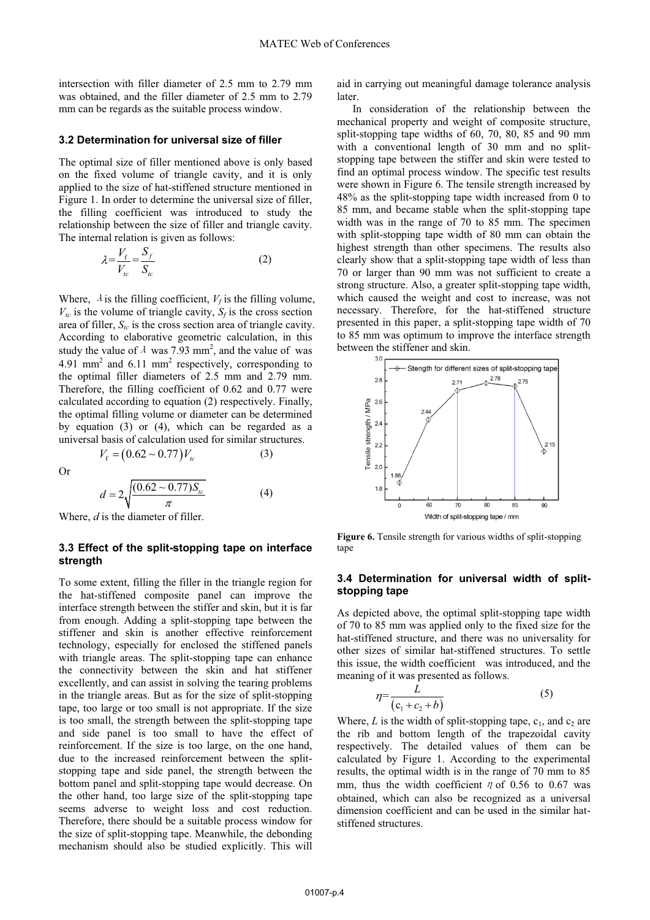intersection with filler diameter of 2.5 mm to 2.79 mm was obtained, and the filler diameter of 2.5 mm to 2.79 mm can be regards as the suitable process window.

### 3.2 Determination for universal size of filler

The optimal size of filler mentioned above is only based on the fixed volume of triangle cavity, and it is only applied to the size of hat-stiffened structure mentioned in Figure 1. In order to determine the universal size of filler, the filling coefficient was introduced to study the relationship between the size of filler and triangle cavity. The internal relation is given as follows:

$$\lambda = \frac{V_f}{V_{tc}} = \frac{S_f}{S_{tc}} \tag{2}$$

Where, $\lambda$ is the filling coefficient, $V_f$ is the filling volume, $V_{tc}$ is the volume of triangle cavity, $S_f$ is the cross section area of filler, $S_{tc}$ is the cross section area of triangle cavity. According to elaborative geometric calculation, in this study the value of $\lambda$ was 7.93 mm$^2$, and the value of was 4.91 mm$^2$ and 6.11 mm$^2$ respectively, corresponding to the optimal filler diameters of 2.5 mm and 2.79 mm. Therefore, the filling coefficient of 0.62 and 0.77 were calculated according to equation (2) respectively. Finally, the optimal filling volume or diameter can be determined by equation (3) or (4), which can be regarded as a universal basis of calculation used for similar structures.

$$V_f = (0.62 \sim 0.77) V_{tc} \tag{3}$$

Or

$$d = 2\sqrt{\frac{(0.62 \sim 0.77) S_{tc}}{\pi}} \tag{4}$$

Where, $d$ is the diameter of filler.

### 3.3 Effect of the split-stopping tape on interface strength

To some extent, filling the filler in the triangle region for the hat-stiffened composite panel can improve the interface strength between the stiffer and skin, but it is far from enough. Adding a split-stopping tape between the stiffener and skin is another effective reinforcement technology, especially for enclosed the stiffened panels with triangle areas. The split-stopping tape can enhance the connectivity between the skin and hat stiffener excellently, and can assist in solving the tearing problems in the triangle areas. But as for the size of split-stopping tape, too large or too small is not appropriate. If the size is too small, the strength between the split-stopping tape and side panel is too small to have the effect of reinforcement. If the size is too large, on the one hand, due to the increased reinforcement between the split-stopping tape and side panel, the strength between the bottom panel and split-stopping tape would decrease. On the other hand, too large size of the split-stopping tape seems adverse to weight loss and cost reduction. Therefore, there should be a suitable process window for the size of split-stopping tape. Meanwhile, the debonding mechanism should also be studied explicitly. This will aid in carrying out meaningful damage tolerance analysis later.

In consideration of the relationship between the mechanical property and weight of composite structure, split-stopping tape widths of 60, 70, 80, 85 and 90 mm with a conventional length of 30 mm and no split-stopping tape between the stiffer and skin were tested to find an optimal process window. The specific test results were shown in Figure 6. The tensile strength increased by 48% as the split-stopping tape width increased from 0 to 85 mm, and became stable when the split-stopping tape width was in the range of 70 to 85 mm. The specimen with split-stopping tape width of 80 mm can obtain the highest strength than other specimens. The results also clearly show that a split-stopping tape width of less than 70 or larger than 90 mm was not sufficient to create a strong structure. Also, a greater split-stopping tape width, which caused the weight and cost to increase, was not necessary. Therefore, for the hat-stiffened structure presented in this paper, a split-stopping tape width of 70 to 85 mm was optimum to improve the interface strength between the stiffener and skin.

Stength for different sizes of split-stopping tape
Tensile strength / MPa
Width of split-stopping tape / mm
1.86, 2.44, 2.71, 2.78, 2.75, 2.15
0, 60, 70, 80, 85, 90

**Figure 6.** Tensile strength for various widths of split-stopping tape

### 3.4 Determination for universal width of split-stopping tape

As depicted above, the optimal split-stopping tape width of 70 to 85 mm was applied only to the fixed size for the hat-stiffened structure, and there was no universality for other sizes of similar hat-stiffened structures. To settle this issue, the width coefficient was introduced, and the meaning of it was presented as follows.

$$\eta = \frac{L}{(c_1 + c_2 + b)} \tag{5}$$

Where, $L$ is the width of split-stopping tape, $c_1$, and $c_2$ are the rib and bottom length of the trapezoidal cavity respectively. The detailed values of them can be calculated by Figure 1. According to the experimental results, the optimal width is in the range of 70 mm to 85 mm, thus the width coefficient $\eta$ of 0.56 to 0.67 was obtained, which can also be recognized as a universal dimension coefficient and can be used in the similar hat-stiffened structures.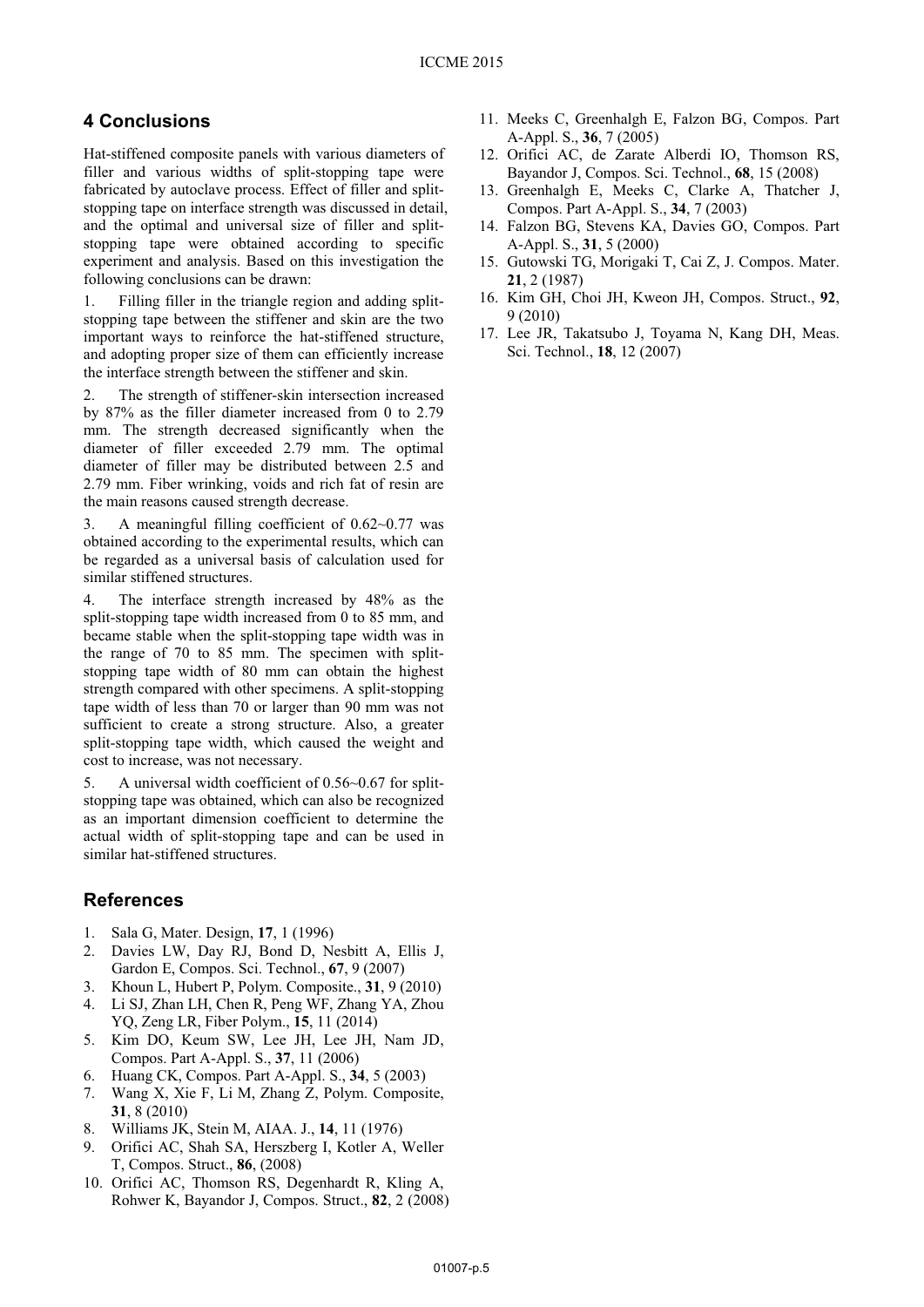## 4 Conclusions

Hat-stiffened composite panels with various diameters of filler and various widths of split-stopping tape were fabricated by autoclave process. Effect of filler and split-stopping tape on interface strength was discussed in detail, and the optimal and universal size of filler and split-stopping tape were obtained according to specific experiment and analysis. Based on this investigation the following conclusions can be drawn:

1. Filling filler in the triangle region and adding split-stopping tape between the stiffener and skin are the two important ways to reinforce the hat-stiffened structure, and adopting proper size of them can efficiently increase the interface strength between the stiffener and skin.

2. The strength of stiffener-skin intersection increased by 87% as the filler diameter increased from 0 to 2.79 mm. The strength decreased significantly when the diameter of filler exceeded 2.79 mm. The optimal diameter of filler may be distributed between 2.5 and 2.79 mm. Fiber wrinking, voids and rich fat of resin are the main reasons caused strength decrease.

3. A meaningful filling coefficient of 0.62~0.77 was obtained according to the experimental results, which can be regarded as a universal basis of calculation used for similar stiffened structures.

4. The interface strength increased by 48% as the split-stopping tape width increased from 0 to 85 mm, and became stable when the split-stopping tape width was in the range of 70 to 85 mm. The specimen with split-stopping tape width of 80 mm can obtain the highest strength compared with other specimens. A split-stopping tape width of less than 70 or larger than 90 mm was not sufficient to create a strong structure. Also, a greater split-stopping tape width, which caused the weight and cost to increase, was not necessary.

5. A universal width coefficient of 0.56~0.67 for split-stopping tape was obtained, which can also be recognized as an important dimension coefficient to determine the actual width of split-stopping tape and can be used in similar hat-stiffened structures.

## References

1. Sala G, Mater. Design, **17**, 1 (1996)
2. Davies LW, Day RJ, Bond D, Nesbitt A, Ellis J, Gardon E, Compos. Sci. Technol., **67**, 9 (2007)
3. Khoun L, Hubert P, Polym. Composite., **31**, 9 (2010)
4. Li SJ, Zhan LH, Chen R, Peng WF, Zhang YA, Zhou YQ, Zeng LR, Fiber Polym., **15**, 11 (2014)
5. Kim DO, Keum SW, Lee JH, Lee JH, Nam JD, Compos. Part A-Appl. S., **37**, 11 (2006)
6. Huang CK, Compos. Part A-Appl. S., **34**, 5 (2003)
7. Wang X, Xie F, Li M, Zhang Z, Polym. Composite, **31**, 8 (2010)
8. Williams JK, Stein M, AIAA. J., **14**, 11 (1976)
9. Orifici AC, Shah SA, Herszberg I, Kotler A, Weller T, Compos. Struct., **86**, (2008)
10. Orifici AC, Thomson RS, Degenhardt R, Kling A, Rohwer K, Bayandor J, Compos. Struct., **82**, 2 (2008)
11. Meeks C, Greenhalgh E, Falzon BG, Compos. Part A-Appl. S., **36**, 7 (2005)
12. Orifici AC, de Zarate Alberdi IO, Thomson RS, Bayandor J, Compos. Sci. Technol., **68**, 15 (2008)
13. Greenhalgh E, Meeks C, Clarke A, Thatcher J, Compos. Part A-Appl. S., **34**, 7 (2003)
14. Falzon BG, Stevens KA, Davies GO, Compos. Part A-Appl. S., **31**, 5 (2000)
15. Gutowski TG, Morigaki T, Cai Z, J. Compos. Mater. **21**, 2 (1987)
16. Kim GH, Choi JH, Kweon JH, Compos. Struct., **92**, 9 (2010)
17. Lee JR, Takatsubo J, Toyama N, Kang DH, Meas. Sci. Technol., **18**, 12 (2007)